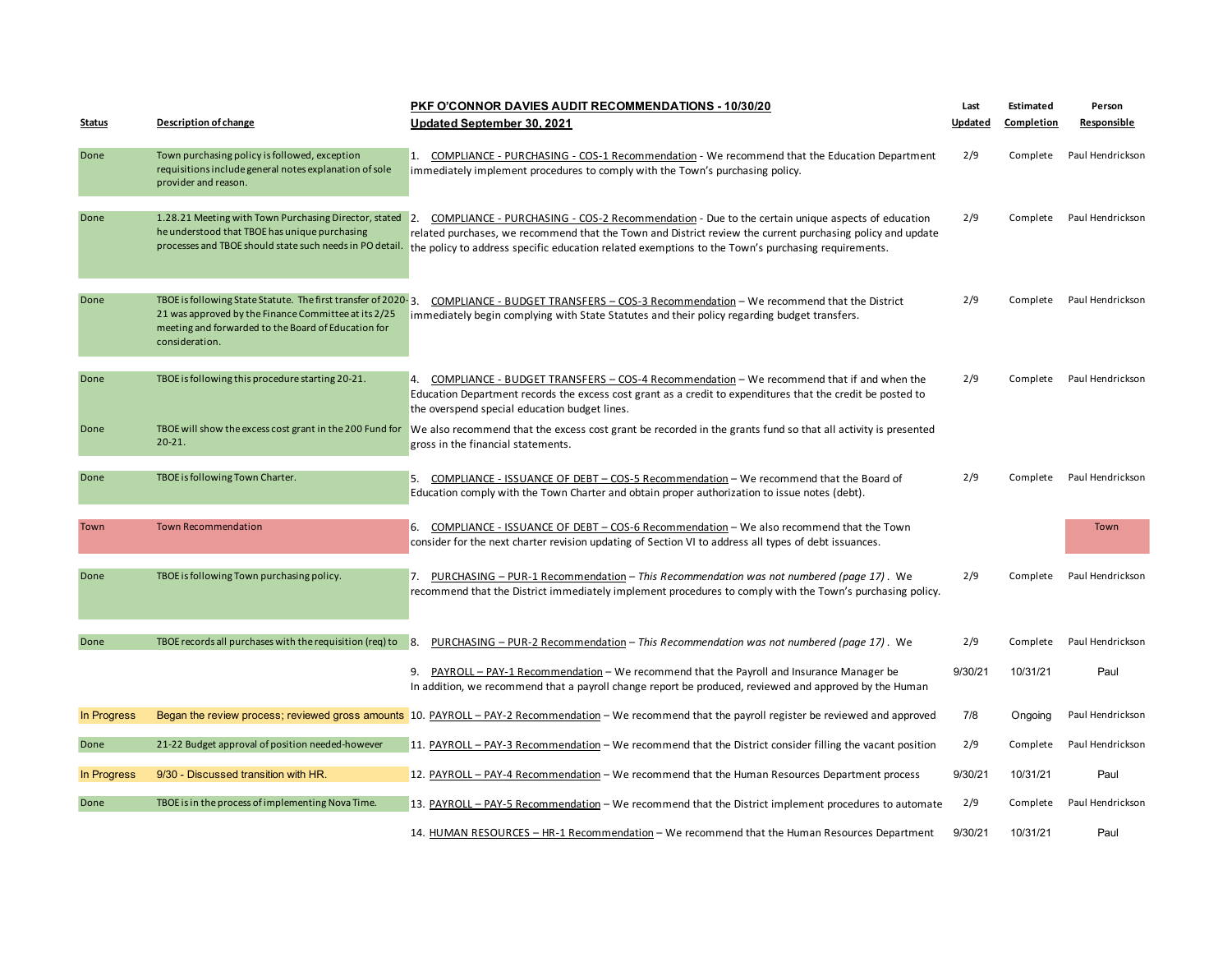| Status | Description of change | PKF O'CONNOR DAVIES AUDIT RECOMMENDATIONS - 10/30/20 Updated September 30, 2021 | Last Updated | Estimated Completion | Person Responsible |
|---|---|---|---|---|---|
| Done | Town purchasing policy is followed, exception requisitions include general notes explanation of sole provider and reason. | 1. COMPLIANCE - PURCHASING - COS-1 Recommendation - We recommend that the Education Department immediately implement procedures to comply with the Town's purchasing policy. | 2/9 | Complete | Paul Hendrickson |
| Done | 1.28.21 Meeting with Town Purchasing Director, stated he understood that TBOE has unique purchasing processes and TBOE should state such needs in PO detail. | 2. COMPLIANCE - PURCHASING - COS-2 Recommendation - Due to the certain unique aspects of education related purchases, we recommend that the Town and District review the current purchasing policy and update the policy to address specific education related exemptions to the Town's purchasing requirements. | 2/9 | Complete | Paul Hendrickson |
| Done | TBOE is following State Statute. The first transfer of 2020-21 was approved by the Finance Committee at its 2/25 meeting and forwarded to the Board of Education for consideration. | 3. COMPLIANCE - BUDGET TRANSFERS – COS-3 Recommendation – We recommend that the District immediately begin complying with State Statutes and their policy regarding budget transfers. | 2/9 | Complete | Paul Hendrickson |
| Done | TBOE is following this procedure starting 20-21. | 4. COMPLIANCE - BUDGET TRANSFERS – COS-4 Recommendation – We recommend that if and when the Education Department records the excess cost grant as a credit to expenditures that the credit be posted to the overspend special education budget lines. | 2/9 | Complete | Paul Hendrickson |
| Done | TBOE will show the excess cost grant in the 200 Fund for 20-21. | We also recommend that the excess cost grant be recorded in the grants fund so that all activity is presented gross in the financial statements. | | | |
| Done | TBOE is following Town Charter. | 5. COMPLIANCE - ISSUANCE OF DEBT – COS-5 Recommendation – We recommend that the Board of Education comply with the Town Charter and obtain proper authorization to issue notes (debt). | 2/9 | Complete | Paul Hendrickson |
| Town | Town Recommendation | 6. COMPLIANCE - ISSUANCE OF DEBT – COS-6 Recommendation – We also recommend that the Town consider for the next charter revision updating of Section VI to address all types of debt issuances. | | | Town |
| Done | TBOE is following Town purchasing policy. | 7. PURCHASING – PUR-1 Recommendation – *This Recommendation was not numbered (page 17)*. We recommend that the District immediately implement procedures to comply with the Town's purchasing policy. | 2/9 | Complete | Paul Hendrickson |
| Done | TBOE records all purchases with the requisition (req) to | 8. PURCHASING – PUR-2 Recommendation – *This Recommendation was not numbered (page 17)*. We | 2/9 | Complete | Paul Hendrickson |
| | | 9. PAYROLL – PAY-1 Recommendation – We recommend that the Payroll and Insurance Manager be In addition, we recommend that a payroll change report be produced, reviewed and approved by the Human | 9/30/21 | 10/31/21 | Paul |
| In Progress | Began the review process; reviewed gross amounts | 10. PAYROLL – PAY-2 Recommendation – We recommend that the payroll register be reviewed and approved | 7/8 | Ongoing | Paul Hendrickson |
| Done | 21-22 Budget approval of position needed-however | 11. PAYROLL – PAY-3 Recommendation – We recommend that the District consider filling the vacant position | 2/9 | Complete | Paul Hendrickson |
| In Progress | 9/30 - Discussed transition with HR. | 12. PAYROLL – PAY-4 Recommendation – We recommend that the Human Resources Department process | 9/30/21 | 10/31/21 | Paul |
| Done | TBOE is in the process of implementing Nova Time. | 13. PAYROLL – PAY-5 Recommendation – We recommend that the District implement procedures to automate | 2/9 | Complete | Paul Hendrickson |
| | | 14. HUMAN RESOURCES – HR-1 Recommendation – We recommend that the Human Resources Department | 9/30/21 | 10/31/21 | Paul |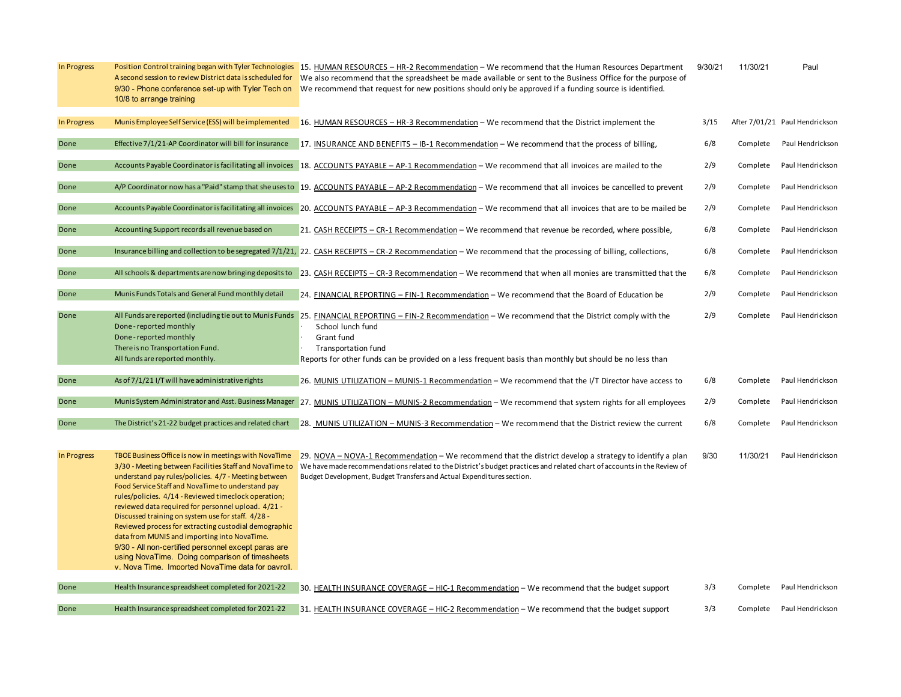| Status | Update | Recommendation | Date | Target | Responsible |
|---|---|---|---|---|---|
| In Progress | Position Control training began with Tyler Technologies A second session to review District data is scheduled for 9/30 - Phone conference set-up with Tyler Tech on 10/8 to arrange training | 15. HUMAN RESOURCES – HR-2 Recommendation – We recommend that the Human Resources Department We also recommend that the spreadsheet be made available or sent to the Business Office for the purpose of We recommend that request for new positions should only be approved if a funding source is identified. | 9/30/21 | 11/30/21 | Paul |
| In Progress | Munis Employee Self Service (ESS) will be implemented | 16. HUMAN RESOURCES – HR-3 Recommendation – We recommend that the District implement the | 3/15 | After 7/01/21 | Paul Hendrickson |
| Done | Effective 7/1/21-AP Coordinator will bill for insurance | 17. INSURANCE AND BENEFITS – IB-1 Recommendation – We recommend that the process of billing, | 6/8 | Complete | Paul Hendrickson |
| Done | Accounts Payable Coordinator is facilitating all invoices | 18. ACCOUNTS PAYABLE – AP-1 Recommendation – We recommend that all invoices are mailed to the | 2/9 | Complete | Paul Hendrickson |
| Done | A/P Coordinator now has a "Paid" stamp that she uses to | 19. ACCOUNTS PAYABLE – AP-2 Recommendation – We recommend that all invoices be cancelled to prevent | 2/9 | Complete | Paul Hendrickson |
| Done | Accounts Payable Coordinator is facilitating all invoices | 20. ACCOUNTS PAYABLE – AP-3 Recommendation – We recommend that all invoices that are to be mailed be | 2/9 | Complete | Paul Hendrickson |
| Done | Accounting Support records all revenue based on | 21. CASH RECEIPTS – CR-1 Recommendation – We recommend that revenue be recorded, where possible, | 6/8 | Complete | Paul Hendrickson |
| Done | Insurance billing and collection to be segregated 7/1/21, | 22. CASH RECEIPTS – CR-2 Recommendation – We recommend that the processing of billing, collections, | 6/8 | Complete | Paul Hendrickson |
| Done | All schools & departments are now bringing deposits to | 23. CASH RECEIPTS – CR-3 Recommendation – We recommend that when all monies are transmitted that the | 6/8 | Complete | Paul Hendrickson |
| Done | Munis Funds Totals and General Fund monthly detail | 24. FINANCIAL REPORTING – FIN-1 Recommendation – We recommend that the Board of Education be | 2/9 | Complete | Paul Hendrickson |
| Done | All Funds are reported (including tie out to Munis Funds<br>Done - reported monthly<br>Done - reported monthly<br>There is no Transportation Fund.<br>All funds are reported monthly. | 25. FINANCIAL REPORTING – FIN-2 Recommendation – We recommend that the District comply with the<br>· School lunch fund<br>· Grant fund<br>· Transportation fund<br>Reports for other funds can be provided on a less frequent basis than monthly but should be no less than | 2/9 | Complete | Paul Hendrickson |
| Done | As of 7/1/21 I/T will have administrative rights | 26. MUNIS UTILIZATION – MUNIS-1 Recommendation – We recommend that the I/T Director have access to | 6/8 | Complete | Paul Hendrickson |
| Done | Munis System Administrator and Asst. Business Manager | 27. MUNIS UTILIZATION – MUNIS-2 Recommendation – We recommend that system rights for all employees | 2/9 | Complete | Paul Hendrickson |
| Done | The District's 21-22 budget practices and related chart | 28. MUNIS UTILIZATION – MUNIS-3 Recommendation – We recommend that the District review the current | 6/8 | Complete | Paul Hendrickson |
| In Progress | TBOE Business Office is now in meetings with NovaTime 3/30 - Meeting between Facilities Staff and NovaTime to understand pay rules/policies. 4/7 - Meeting between Food Service Staff and NovaTime to understand pay rules/policies. 4/14 - Reviewed timeclock operation; reviewed data required for personnel upload. 4/21 - Discussed training on system use for staff. 4/28 - Reviewed process for extracting custodial demographic data from MUNIS and importing into NovaTime. 9/30 - All non-certified personnel except paras are using NovaTime. Doing comparison of timesheets v. Nova Time. Imported NovaTime data for payroll. | 29. NOVA – NOVA-1 Recommendation – We recommend that the district develop a strategy to identify a plan We have made recommendations related to the District's budget practices and related chart of accounts in the Review of Budget Development, Budget Transfers and Actual Expenditures section. | 9/30 | 11/30/21 | Paul Hendrickson |
| Done | Health Insurance spreadsheet completed for 2021-22 | 30. HEALTH INSURANCE COVERAGE – HIC-1 Recommendation – We recommend that the budget support | 3/3 | Complete | Paul Hendrickson |
| Done | Health Insurance spreadsheet completed for 2021-22 | 31. HEALTH INSURANCE COVERAGE – HIC-2 Recommendation – We recommend that the budget support | 3/3 | Complete | Paul Hendrickson |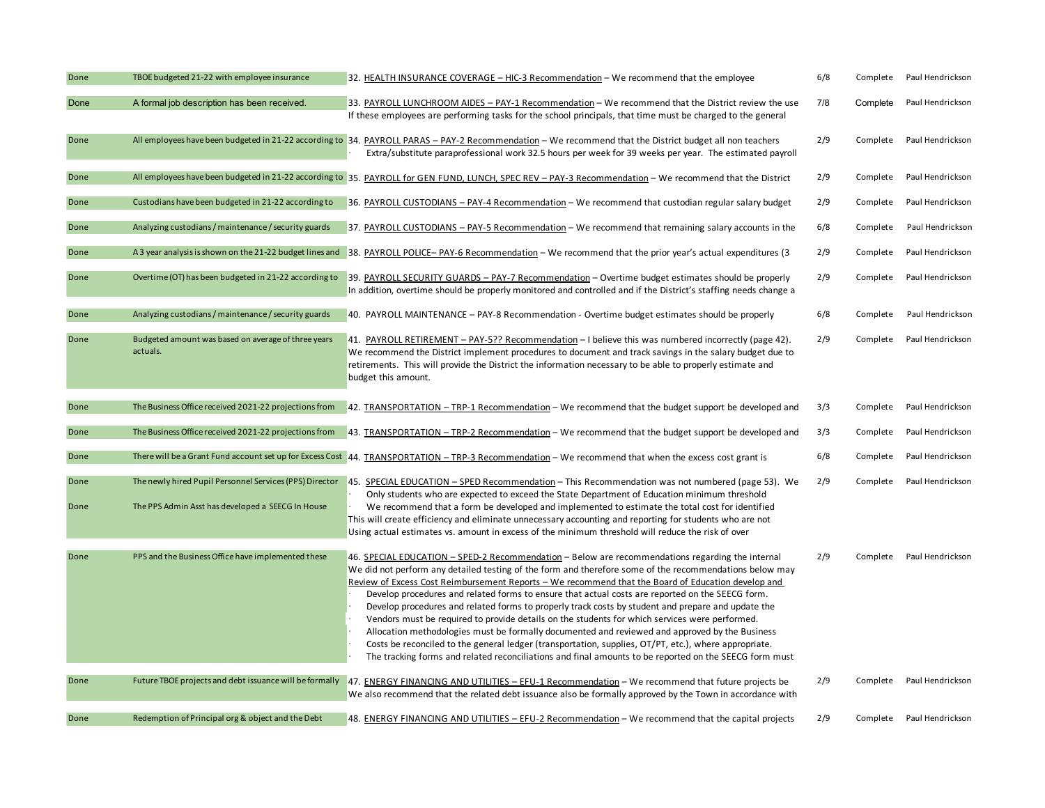| | | | | | |
|---|---|---|---|---|---|
| Done | TBOE budgeted 21-22 with employee insurance | 32. HEALTH INSURANCE COVERAGE – HIC-3 Recommendation – We recommend that the employee | 6/8 | Complete | Paul Hendrickson |
| Done | A formal job description has been received. | 33. PAYROLL LUNCHROOM AIDES – PAY-1 Recommendation – We recommend that the District review the use<br>If these employees are performing tasks for the school principals, that time must be charged to the general | 7/8 | Complete | Paul Hendrickson |
| Done | All employees have been budgeted in 21-22 according to | 34. PAYROLL PARAS – PAY-2 Recommendation – We recommend that the District budget all non teachers<br>· Extra/substitute paraprofessional work 32.5 hours per week for 39 weeks per year. The estimated payroll | 2/9 | Complete | Paul Hendrickson |
| Done | All employees have been budgeted in 21-22 according to | 35. PAYROLL for GEN FUND, LUNCH, SPEC REV – PAY-3 Recommendation – We recommend that the District | 2/9 | Complete | Paul Hendrickson |
| Done | Custodians have been budgeted in 21-22 according to | 36. PAYROLL CUSTODIANS – PAY-4 Recommendation – We recommend that custodian regular salary budget | 2/9 | Complete | Paul Hendrickson |
| Done | Analyzing custodians / maintenance / security guards | 37. PAYROLL CUSTODIANS – PAY-5 Recommendation – We recommend that remaining salary accounts in the | 6/8 | Complete | Paul Hendrickson |
| Done | A 3 year analysis is shown on the 21-22 budget lines and | 38. PAYROLL POLICE– PAY-6 Recommendation – We recommend that the prior year's actual expenditures (3 | 2/9 | Complete | Paul Hendrickson |
| Done | Overtime (OT) has been budgeted in 21-22 according to | 39. PAYROLL SECURITY GUARDS – PAY-7 Recommendation – Overtime budget estimates should be properly<br>In addition, overtime should be properly monitored and controlled and if the District's staffing needs change a | 2/9 | Complete | Paul Hendrickson |
| Done | Analyzing custodians / maintenance / security guards | 40. PAYROLL MAINTENANCE – PAY-8 Recommendation - Overtime budget estimates should be properly | 6/8 | Complete | Paul Hendrickson |
| Done | Budgeted amount was based on average of three years actuals. | 41. PAYROLL RETIREMENT – PAY-5?? Recommendation – I believe this was numbered incorrectly (page 42).<br>We recommend the District implement procedures to document and track savings in the salary budget due to retirements. This will provide the District the information necessary to be able to properly estimate and budget this amount. | 2/9 | Complete | Paul Hendrickson |
| Done | The Business Office received 2021-22 projections from | 42. TRANSPORTATION – TRP-1 Recommendation – We recommend that the budget support be developed and | 3/3 | Complete | Paul Hendrickson |
| Done | The Business Office received 2021-22 projections from | 43. TRANSPORTATION – TRP-2 Recommendation – We recommend that the budget support be developed and | 3/3 | Complete | Paul Hendrickson |
| Done | There will be a Grant Fund account set up for Excess Cost | 44. TRANSPORTATION – TRP-3 Recommendation – We recommend that when the excess cost grant is | 6/8 | Complete | Paul Hendrickson |
| Done<br>Done | The newly hired Pupil Personnel Services (PPS) Director<br>The PPS Admin Asst has developed a SEECG In House | 45. SPECIAL EDUCATION – SPED Recommendation – This Recommendation was not numbered (page 53). We<br>· Only students who are expected to exceed the State Department of Education minimum threshold<br>· We recommend that a form be developed and implemented to estimate the total cost for identified<br>This will create efficiency and eliminate unnecessary accounting and reporting for students who are not<br>Using actual estimates vs. amount in excess of the minimum threshold will reduce the risk of over | 2/9 | Complete | Paul Hendrickson |
| Done | PPS and the Business Office have implemented these | 46. SPECIAL EDUCATION – SPED-2 Recommendation – Below are recommendations regarding the internal<br>We did not perform any detailed testing of the form and therefore some of the recommendations below may<br>Review of Excess Cost Reimbursement Reports – We recommend that the Board of Education develop and<br>· Develop procedures and related forms to ensure that actual costs are reported on the SEECG form.<br>· Develop procedures and related forms to properly track costs by student and prepare and update the<br>· Vendors must be required to provide details on the students for which services were performed.<br>· Allocation methodologies must be formally documented and reviewed and approved by the Business<br>· Costs be reconciled to the general ledger (transportation, supplies, OT/PT, etc.), where appropriate.<br>· The tracking forms and related reconciliations and final amounts to be reported on the SEECG form must | 2/9 | Complete | Paul Hendrickson |
| Done | Future TBOE projects and debt issuance will be formally | 47. ENERGY FINANCING AND UTILITIES – EFU-1 Recommendation – We recommend that future projects be<br>We also recommend that the related debt issuance also be formally approved by the Town in accordance with | 2/9 | Complete | Paul Hendrickson |
| Done | Redemption of Principal org & object and the Debt | 48. ENERGY FINANCING AND UTILITIES – EFU-2 Recommendation – We recommend that the capital projects | 2/9 | Complete | Paul Hendrickson |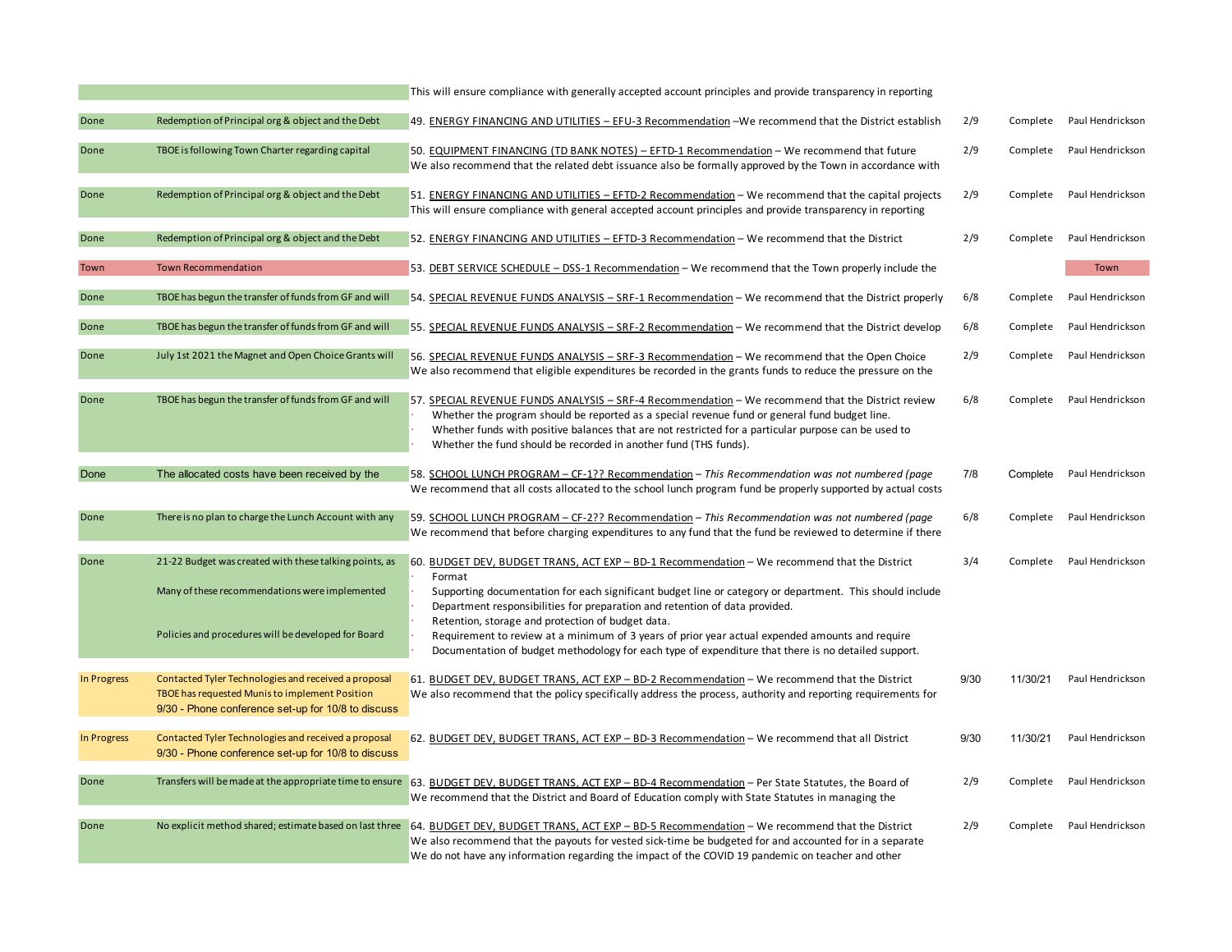| | | | | | |
|---|---|---|---|---|---|
| | | This will ensure compliance with generally accepted account principles and provide transparency in reporting | | | |
| Done | Redemption of Principal org & object and the Debt | 49. ENERGY FINANCING AND UTILITIES – EFU-3 Recommendation –We recommend that the District establish | 2/9 | Complete | Paul Hendrickson |
| Done | TBOE is following Town Charter regarding capital | 50. EQUIPMENT FINANCING (TD BANK NOTES) – EFTD-1 Recommendation – We recommend that future<br>We also recommend that the related debt issuance also be formally approved by the Town in accordance with | 2/9 | Complete | Paul Hendrickson |
| Done | Redemption of Principal org & object and the Debt | 51. ENERGY FINANCING AND UTILITIES – EFTD-2 Recommendation – We recommend that the capital projects<br>This will ensure compliance with general accepted account principles and provide transparency in reporting | 2/9 | Complete | Paul Hendrickson |
| Done | Redemption of Principal org & object and the Debt | 52. ENERGY FINANCING AND UTILITIES – EFTD-3 Recommendation – We recommend that the District | 2/9 | Complete | Paul Hendrickson |
| Town | Town Recommendation | 53. DEBT SERVICE SCHEDULE – DSS-1 Recommendation – We recommend that the Town properly include the | | | Town |
| Done | TBOE has begun the transfer of funds from GF and will | 54. SPECIAL REVENUE FUNDS ANALYSIS – SRF-1 Recommendation – We recommend that the District properly | 6/8 | Complete | Paul Hendrickson |
| Done | TBOE has begun the transfer of funds from GF and will | 55. SPECIAL REVENUE FUNDS ANALYSIS – SRF-2 Recommendation – We recommend that the District develop | 6/8 | Complete | Paul Hendrickson |
| Done | July 1st 2021 the Magnet and Open Choice Grants will | 56. SPECIAL REVENUE FUNDS ANALYSIS – SRF-3 Recommendation – We recommend that the Open Choice<br>We also recommend that eligible expenditures be recorded in the grants funds to reduce the pressure on the | 2/9 | Complete | Paul Hendrickson |
| Done | TBOE has begun the transfer of funds from GF and will | 57. SPECIAL REVENUE FUNDS ANALYSIS – SRF-4 Recommendation – We recommend that the District review<br>· Whether the program should be reported as a special revenue fund or general fund budget line.<br>· Whether funds with positive balances that are not restricted for a particular purpose can be used to<br>· Whether the fund should be recorded in another fund (THS funds). | 6/8 | Complete | Paul Hendrickson |
| Done | The allocated costs have been received by the | 58. SCHOOL LUNCH PROGRAM – CF-1?? Recommendation – *This Recommendation was not numbered (page*<br>We recommend that all costs allocated to the school lunch program fund be properly supported by actual costs | 7/8 | Complete | Paul Hendrickson |
| Done | There is no plan to charge the Lunch Account with any | 59. SCHOOL LUNCH PROGRAM – CF-2?? Recommendation – *This Recommendation was not numbered (page*<br>We recommend that before charging expenditures to any fund that the fund be reviewed to determine if there | 6/8 | Complete | Paul Hendrickson |
| Done | 21-22 Budget was created with these talking points, as<br>Many of these recommendations were implemented<br>Policies and procedures will be developed for Board | 60. BUDGET DEV, BUDGET TRANS, ACT EXP – BD-1 Recommendation – We recommend that the District<br>· Format<br>· Supporting documentation for each significant budget line or category or department. This should include<br>· Department responsibilities for preparation and retention of data provided.<br>· Retention, storage and protection of budget data.<br>· Requirement to review at a minimum of 3 years of prior year actual expended amounts and require<br>· Documentation of budget methodology for each type of expenditure that there is no detailed support. | 3/4 | Complete | Paul Hendrickson |
| In Progress | Contacted Tyler Technologies and received a proposal<br>TBOE has requested Munis to implement Position<br>9/30 - Phone conference set-up for 10/8 to discuss | 61. BUDGET DEV, BUDGET TRANS, ACT EXP – BD-2 Recommendation – We recommend that the District<br>We also recommend that the policy specifically address the process, authority and reporting requirements for | 9/30 | 11/30/21 | Paul Hendrickson |
| In Progress | Contacted Tyler Technologies and received a proposal<br>9/30 - Phone conference set-up for 10/8 to discuss | 62. BUDGET DEV, BUDGET TRANS, ACT EXP – BD-3 Recommendation – We recommend that all District | 9/30 | 11/30/21 | Paul Hendrickson |
| Done | Transfers will be made at the appropriate time to ensure | 63. BUDGET DEV, BUDGET TRANS, ACT EXP – BD-4 Recommendation – Per State Statutes, the Board of<br>We recommend that the District and Board of Education comply with State Statutes in managing the | 2/9 | Complete | Paul Hendrickson |
| Done | No explicit method shared; estimate based on last three | 64. BUDGET DEV, BUDGET TRANS, ACT EXP – BD-5 Recommendation – We recommend that the District<br>We also recommend that the payouts for vested sick-time be budgeted for and accounted for in a separate<br>We do not have any information regarding the impact of the COVID 19 pandemic on teacher and other | 2/9 | Complete | Paul Hendrickson |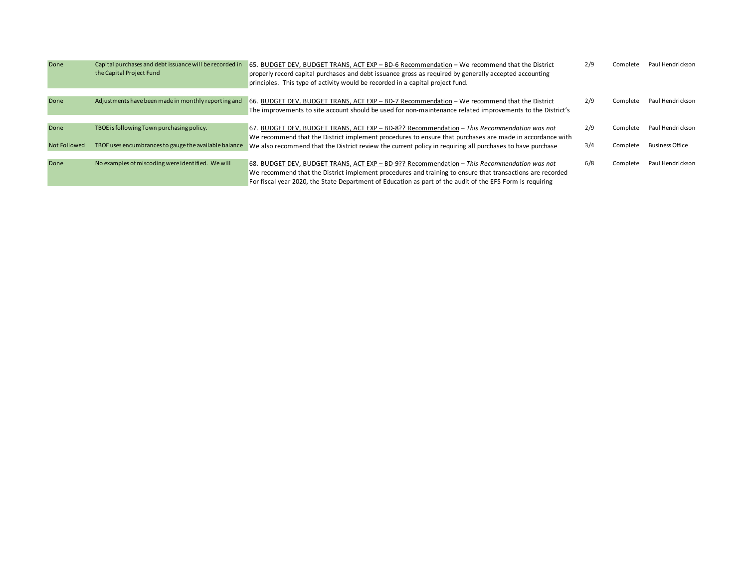| | | | | | |
|---|---|---|---|---|---|
| Done | Capital purchases and debt issuance will be recorded in the Capital Project Fund | 65. <u>BUDGET DEV, BUDGET TRANS, ACT EXP – BD-6 Recommendation</u> – We recommend that the District properly record capital purchases and debt issuance gross as required by generally accepted accounting principles. This type of activity would be recorded in a capital project fund. | 2/9 | Complete | Paul Hendrickson |
| Done | Adjustments have been made in monthly reporting and | 66. <u>BUDGET DEV, BUDGET TRANS, ACT EXP – BD-7 Recommendation</u> – We recommend that the District The improvements to site account should be used for non-maintenance related improvements to the District's | 2/9 | Complete | Paul Hendrickson |
| Done | TBOE is following Town purchasing policy. | 67. <u>BUDGET DEV, BUDGET TRANS, ACT EXP – BD-8?? Recommendation</u> – *This Recommendation was not* We recommend that the District implement procedures to ensure that purchases are made in accordance with | 2/9 | Complete | Paul Hendrickson |
| Not Followed | TBOE uses encumbrances to gauge the available balance | We also recommend that the District review the current policy in requiring all purchases to have purchase | 3/4 | Complete | Business Office |
| Done | No examples of miscoding were identified. We will | 68. <u>BUDGET DEV, BUDGET TRANS, ACT EXP – BD-9?? Recommendation</u> – *This Recommendation was not* We recommend that the District implement procedures and training to ensure that transactions are recorded For fiscal year 2020, the State Department of Education as part of the audit of the EFS Form is requiring | 6/8 | Complete | Paul Hendrickson |